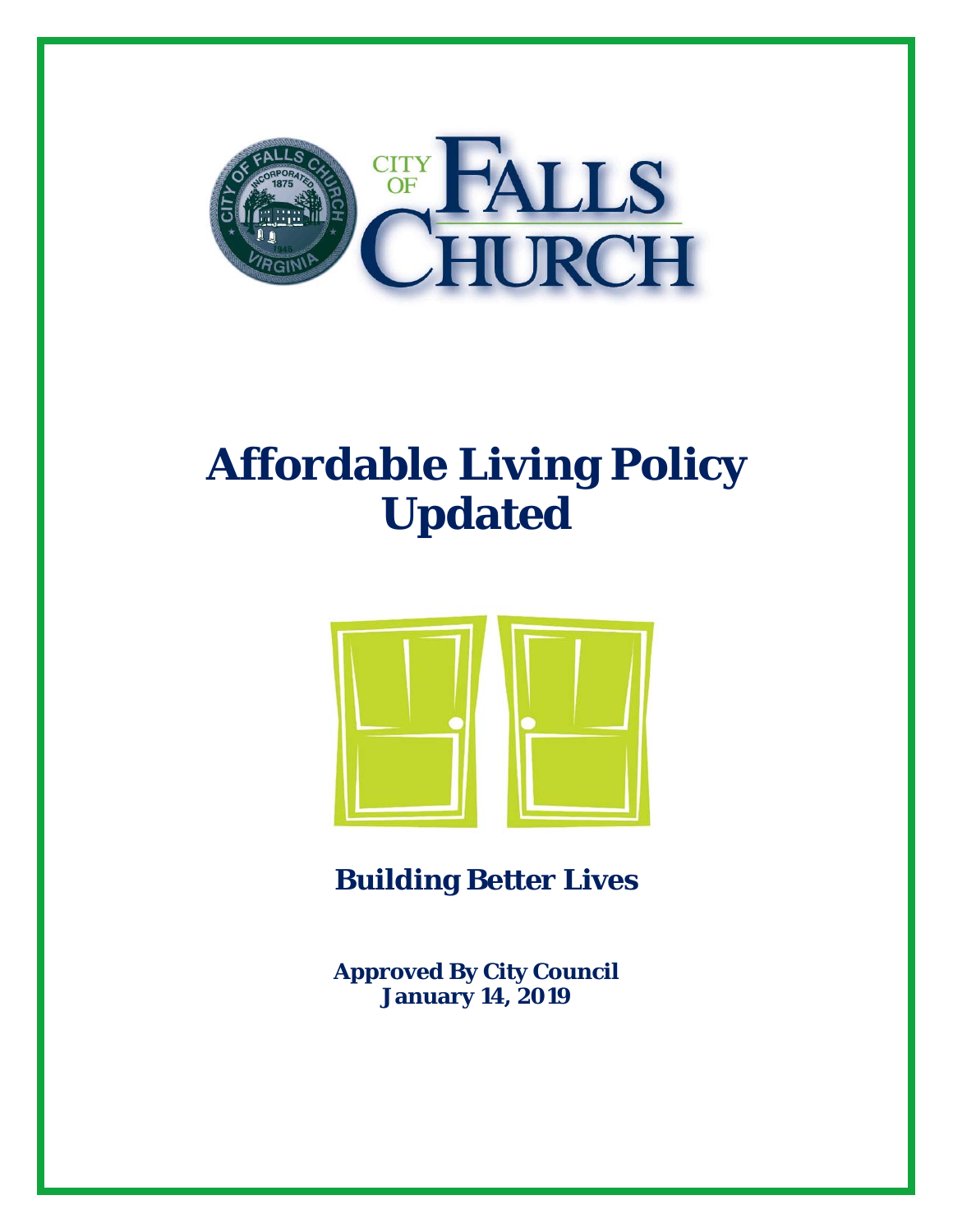CITY OF FALLS CHURCH

# Affordable Living Policy Updated

## Building Better Lives

**Approved By City Council**
**January 14, 2019**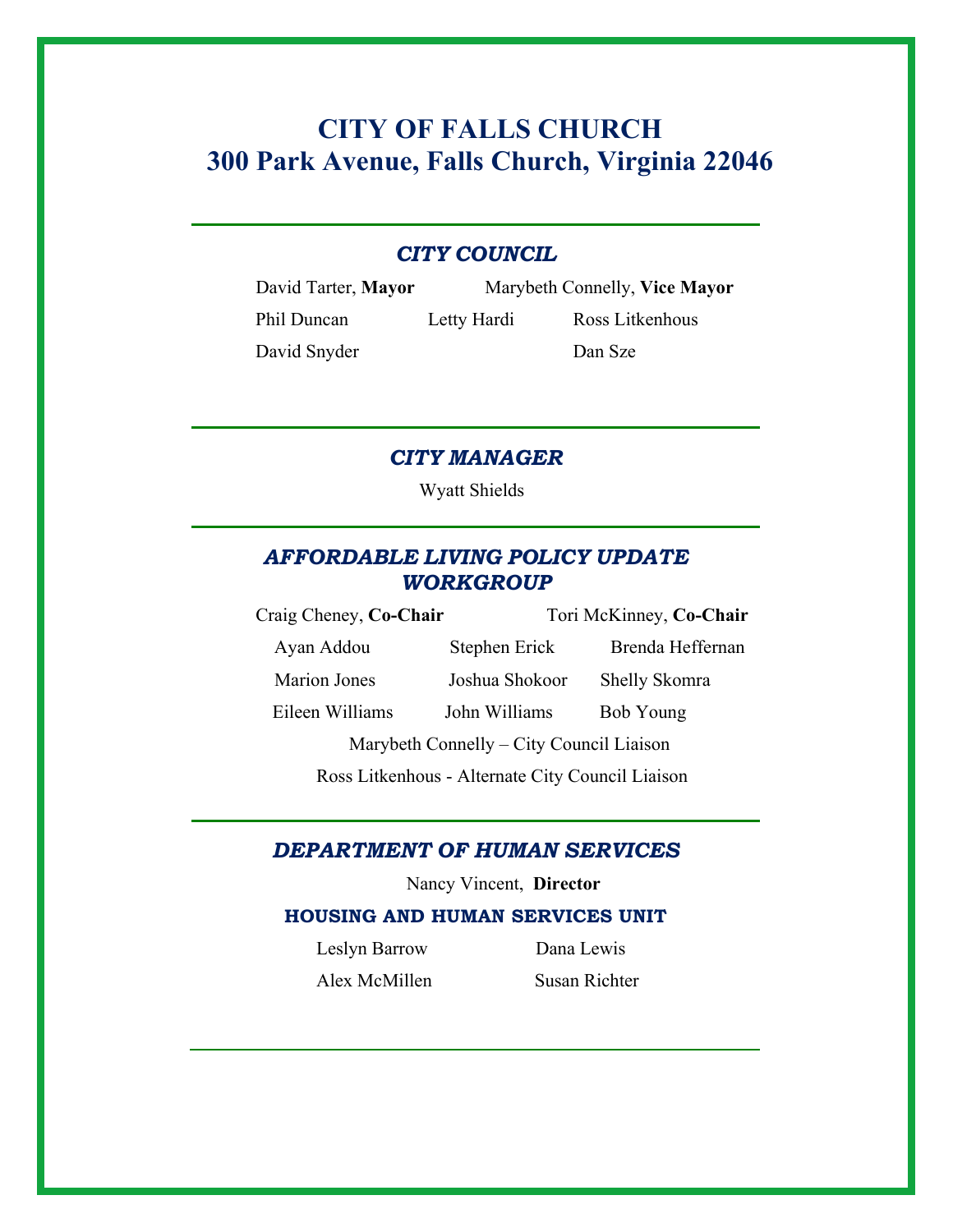# CITY OF FALLS CHURCH
# 300 Park Avenue, Falls Church, Virginia 22046

## *CITY COUNCIL*

David Tarter, **Mayor**  
Marybeth Connelly, **Vice Mayor**  
Phil Duncan  
Letty Hardi  
Ross Litkenhous  
David Snyder  
Dan Sze

## *CITY MANAGER*

Wyatt Shields

## *AFFORDABLE LIVING POLICY UPDATE WORKGROUP*

Craig Cheney, **Co-Chair**  
Tori McKinney, **Co-Chair**  
Ayan Addou  
Stephen Erick  
Brenda Heffernan  
Marion Jones  
Joshua Shokoor  
Shelly Skomra  
Eileen Williams  
John Williams  
Bob Young

Marybeth Connelly – City Council Liaison  
Ross Litkenhous - Alternate City Council Liaison

## *DEPARTMENT OF HUMAN SERVICES*

Nancy Vincent, **Director**

### HOUSING AND HUMAN SERVICES UNIT

Leslyn Barrow  
Dana Lewis  
Alex McMillen  
Susan Richter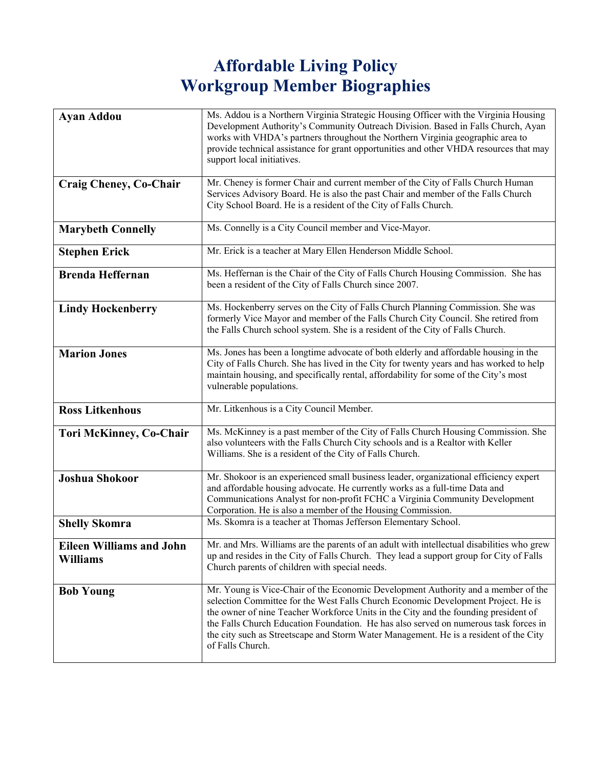# Affordable Living Policy
# Workgroup Member Biographies

| | |
|---|---|
| **Ayan Addou** | Ms. Addou is a Northern Virginia Strategic Housing Officer with the Virginia Housing Development Authority's Community Outreach Division. Based in Falls Church, Ayan works with VHDA's partners throughout the Northern Virginia geographic area to provide technical assistance for grant opportunities and other VHDA resources that may support local initiatives. |
| **Craig Cheney, Co-Chair** | Mr. Cheney is former Chair and current member of the City of Falls Church Human Services Advisory Board. He is also the past Chair and member of the Falls Church City School Board. He is a resident of the City of Falls Church. |
| **Marybeth Connelly** | Ms. Connelly is a City Council member and Vice-Mayor. |
| **Stephen Erick** | Mr. Erick is a teacher at Mary Ellen Henderson Middle School. |
| **Brenda Heffernan** | Ms. Heffernan is the Chair of the City of Falls Church Housing Commission. She has been a resident of the City of Falls Church since 2007. |
| **Lindy Hockenberry** | Ms. Hockenberry serves on the City of Falls Church Planning Commission. She was formerly Vice Mayor and member of the Falls Church City Council. She retired from the Falls Church school system. She is a resident of the City of Falls Church. |
| **Marion Jones** | Ms. Jones has been a longtime advocate of both elderly and affordable housing in the City of Falls Church. She has lived in the City for twenty years and has worked to help maintain housing, and specifically rental, affordability for some of the City's most vulnerable populations. |
| **Ross Litkenhous** | Mr. Litkenhous is a City Council Member. |
| **Tori McKinney, Co-Chair** | Ms. McKinney is a past member of the City of Falls Church Housing Commission. She also volunteers with the Falls Church City schools and is a Realtor with Keller Williams. She is a resident of the City of Falls Church. |
| **Joshua Shokoor** | Mr. Shokoor is an experienced small business leader, organizational efficiency expert and affordable housing advocate. He currently works as a full-time Data and Communications Analyst for non-profit FCHC a Virginia Community Development Corporation. He is also a member of the Housing Commission. |
| **Shelly Skomra** | Ms. Skomra is a teacher at Thomas Jefferson Elementary School. |
| **Eileen Williams and John Williams** | Mr. and Mrs. Williams are the parents of an adult with intellectual disabilities who grew up and resides in the City of Falls Church. They lead a support group for City of Falls Church parents of children with special needs. |
| **Bob Young** | Mr. Young is Vice-Chair of the Economic Development Authority and a member of the selection Committee for the West Falls Church Economic Development Project. He is the owner of nine Teacher Workforce Units in the City and the founding president of the Falls Church Education Foundation. He has also served on numerous task forces in the city such as Streetscape and Storm Water Management. He is a resident of the City of Falls Church. |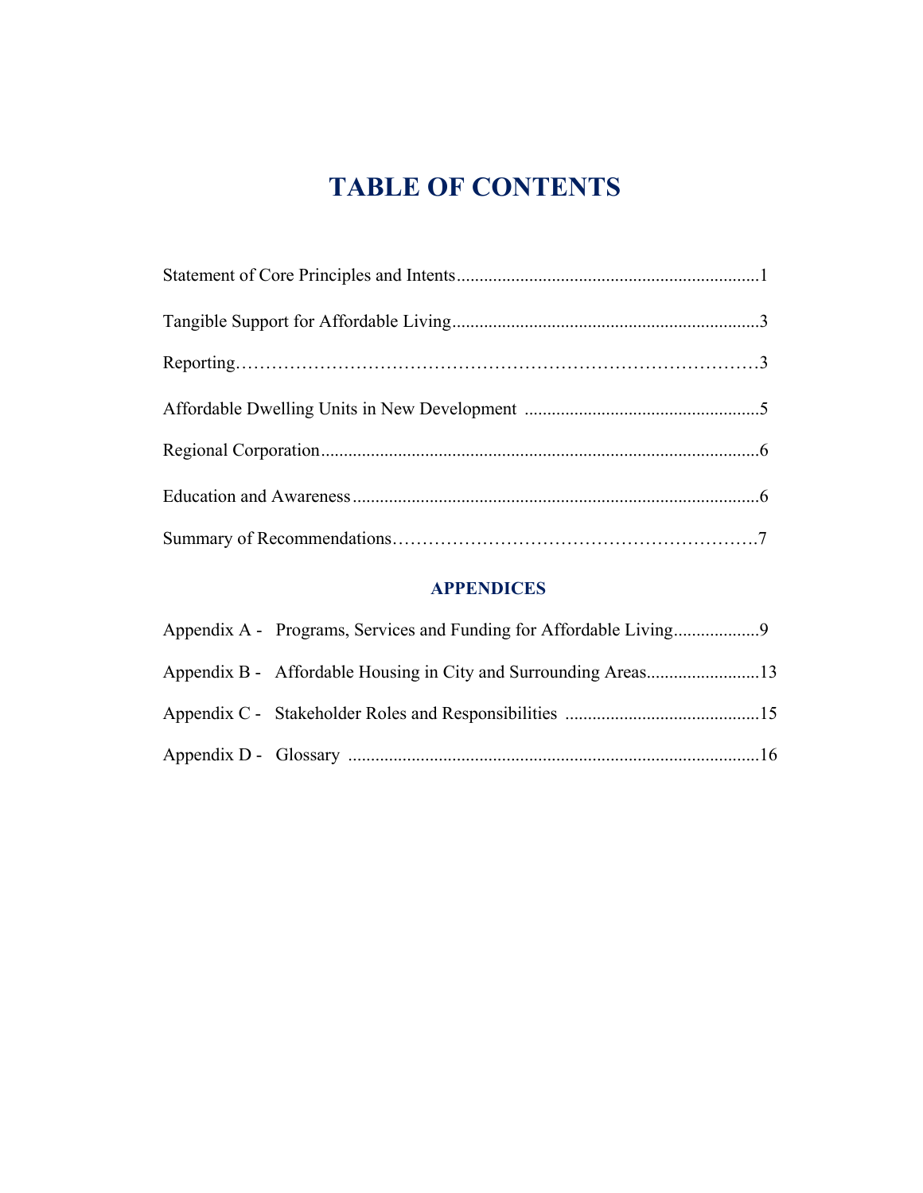# TABLE OF CONTENTS

Statement of Core Principles and Intents..................................................................1

Tangible Support for Affordable Living...................................................................3

Reporting…………………………………………………………………………3

Affordable Dwelling Units in New Development ....................................................5

Regional Corporation................................................................................................6

Education and Awareness.........................................................................................6

Summary of Recommendations…………………………………………………….7

## APPENDICES

Appendix A - Programs, Services and Funding for Affordable Living...................9

Appendix B - Affordable Housing in City and Surrounding Areas.........................13

Appendix C - Stakeholder Roles and Responsibilities ...........................................15

Appendix D - Glossary ..........................................................................................16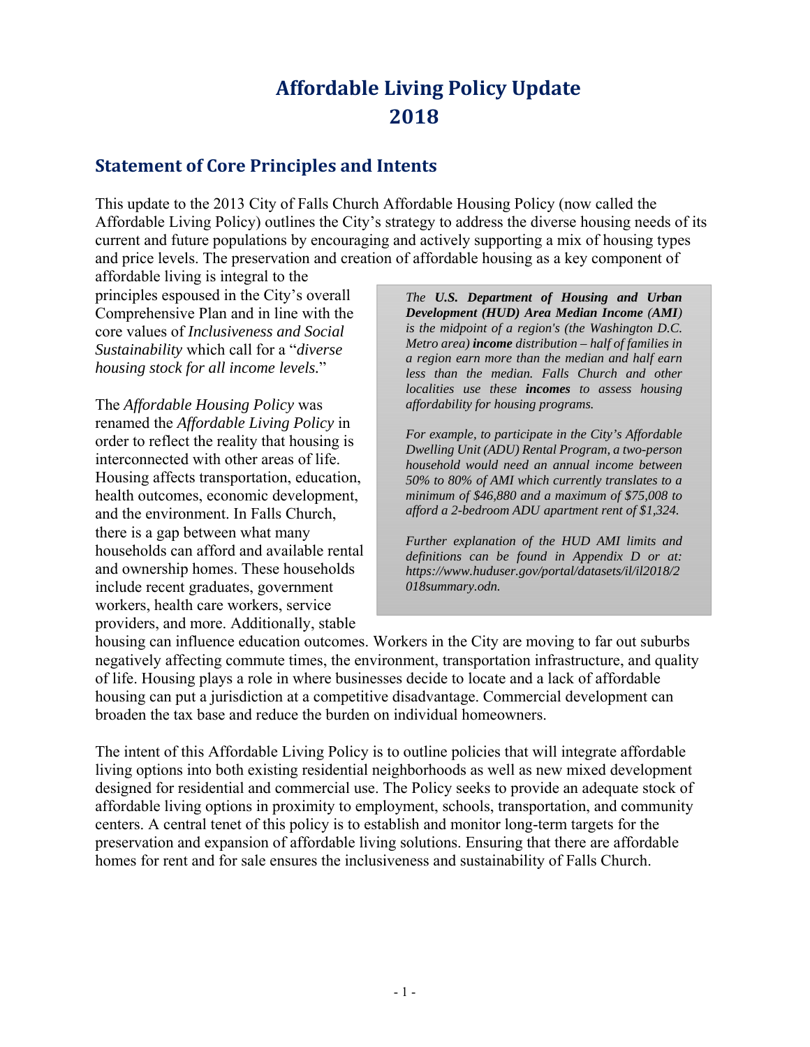# Affordable Living Policy Update 2018

## Statement of Core Principles and Intents

This update to the 2013 City of Falls Church Affordable Housing Policy (now called the Affordable Living Policy) outlines the City's strategy to address the diverse housing needs of its current and future populations by encouraging and actively supporting a mix of housing types and price levels. The preservation and creation of affordable housing as a key component of affordable living is integral to the principles espoused in the City's overall Comprehensive Plan and in line with the core values of *Inclusiveness and Social Sustainability* which call for a "*diverse housing stock for all income levels.*"

> *The **U.S. Department of Housing and Urban Development (HUD) Area Median Income (AMI)** is the midpoint of a region's (the Washington D.C. Metro area) **income** distribution – half of families in a region earn more than the median and half earn less than the median. Falls Church and other localities use these **incomes** to assess housing affordability for housing programs.*
>
> *For example, to participate in the City's Affordable Dwelling Unit (ADU) Rental Program, a two-person household would need an annual income between 50% to 80% of AMI which currently translates to a minimum of $46,880 and a maximum of $75,008 to afford a 2-bedroom ADU apartment rent of $1,324.*
>
> *Further explanation of the HUD AMI limits and definitions can be found in Appendix D or at: https://www.huduser.gov/portal/datasets/il/il2018/2018summary.odn.*

The *Affordable Housing Policy* was renamed the *Affordable Living Policy* in order to reflect the reality that housing is interconnected with other areas of life. Housing affects transportation, education, health outcomes, economic development, and the environment. In Falls Church, there is a gap between what many households can afford and available rental and ownership homes. These households include recent graduates, government workers, health care workers, service providers, and more. Additionally, stable housing can influence education outcomes. Workers in the City are moving to far out suburbs negatively affecting commute times, the environment, transportation infrastructure, and quality of life. Housing plays a role in where businesses decide to locate and a lack of affordable housing can put a jurisdiction at a competitive disadvantage. Commercial development can broaden the tax base and reduce the burden on individual homeowners.

The intent of this Affordable Living Policy is to outline policies that will integrate affordable living options into both existing residential neighborhoods as well as new mixed development designed for residential and commercial use. The Policy seeks to provide an adequate stock of affordable living options in proximity to employment, schools, transportation, and community centers. A central tenet of this policy is to establish and monitor long-term targets for the preservation and expansion of affordable living solutions. Ensuring that there are affordable homes for rent and for sale ensures the inclusiveness and sustainability of Falls Church.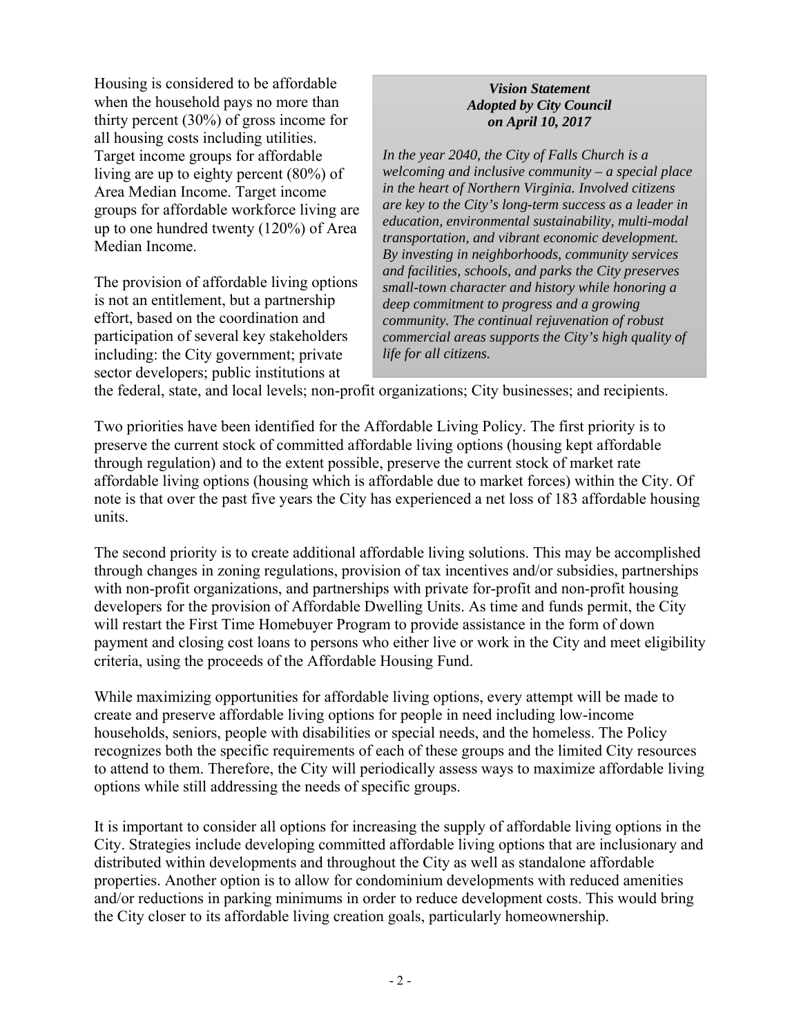Housing is considered to be affordable when the household pays no more than thirty percent (30%) of gross income for all housing costs including utilities. Target income groups for affordable living are up to eighty percent (80%) of Area Median Income. Target income groups for affordable workforce living are up to one hundred twenty (120%) of Area Median Income.

> ***Vision Statement***
> ***Adopted by City Council***
> ***on April 10, 2017***
>
> *In the year 2040, the City of Falls Church is a welcoming and inclusive community – a special place in the heart of Northern Virginia. Involved citizens are key to the City's long-term success as a leader in education, environmental sustainability, multi-modal transportation, and vibrant economic development. By investing in neighborhoods, community services and facilities, schools, and parks the City preserves small-town character and history while honoring a deep commitment to progress and a growing community. The continual rejuvenation of robust commercial areas supports the City's high quality of life for all citizens.*

The provision of affordable living options is not an entitlement, but a partnership effort, based on the coordination and participation of several key stakeholders including: the City government; private sector developers; public institutions at the federal, state, and local levels; non-profit organizations; City businesses; and recipients.

Two priorities have been identified for the Affordable Living Policy. The first priority is to preserve the current stock of committed affordable living options (housing kept affordable through regulation) and to the extent possible, preserve the current stock of market rate affordable living options (housing which is affordable due to market forces) within the City. Of note is that over the past five years the City has experienced a net loss of 183 affordable housing units.

The second priority is to create additional affordable living solutions. This may be accomplished through changes in zoning regulations, provision of tax incentives and/or subsidies, partnerships with non-profit organizations, and partnerships with private for-profit and non-profit housing developers for the provision of Affordable Dwelling Units. As time and funds permit, the City will restart the First Time Homebuyer Program to provide assistance in the form of down payment and closing cost loans to persons who either live or work in the City and meet eligibility criteria, using the proceeds of the Affordable Housing Fund.

While maximizing opportunities for affordable living options, every attempt will be made to create and preserve affordable living options for people in need including low-income households, seniors, people with disabilities or special needs, and the homeless. The Policy recognizes both the specific requirements of each of these groups and the limited City resources to attend to them. Therefore, the City will periodically assess ways to maximize affordable living options while still addressing the needs of specific groups.

It is important to consider all options for increasing the supply of affordable living options in the City. Strategies include developing committed affordable living options that are inclusionary and distributed within developments and throughout the City as well as standalone affordable properties. Another option is to allow for condominium developments with reduced amenities and/or reductions in parking minimums in order to reduce development costs. This would bring the City closer to its affordable living creation goals, particularly homeownership.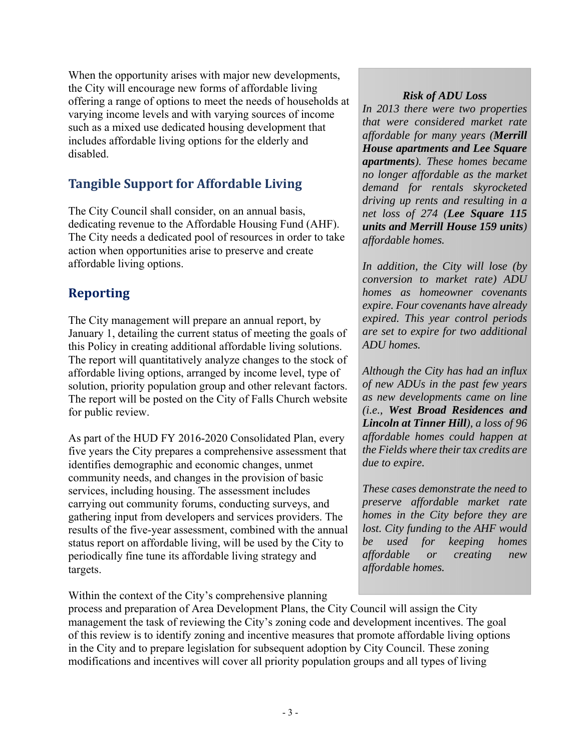When the opportunity arises with major new developments, the City will encourage new forms of affordable living offering a range of options to meet the needs of households at varying income levels and with varying sources of income such as a mixed use dedicated housing development that includes affordable living options for the elderly and disabled.

## Tangible Support for Affordable Living

The City Council shall consider, on an annual basis, dedicating revenue to the Affordable Housing Fund (AHF). The City needs a dedicated pool of resources in order to take action when opportunities arise to preserve and create affordable living options.

## Reporting

The City management will prepare an annual report, by January 1, detailing the current status of meeting the goals of this Policy in creating additional affordable living solutions. The report will quantitatively analyze changes to the stock of affordable living options, arranged by income level, type of solution, priority population group and other relevant factors. The report will be posted on the City of Falls Church website for public review.

As part of the HUD FY 2016-2020 Consolidated Plan, every five years the City prepares a comprehensive assessment that identifies demographic and economic changes, unmet community needs, and changes in the provision of basic services, including housing. The assessment includes carrying out community forums, conducting surveys, and gathering input from developers and services providers. The results of the five-year assessment, combined with the annual status report on affordable living, will be used by the City to periodically fine tune its affordable living strategy and targets.

Within the context of the City's comprehensive planning process and preparation of Area Development Plans, the City Council will assign the City management the task of reviewing the City's zoning code and development incentives. The goal of this review is to identify zoning and incentive measures that promote affordable living options in the City and to prepare legislation for subsequent adoption by City Council. These zoning modifications and incentives will cover all priority population groups and all types of living

> ***Risk of ADU Loss***
>
> *In 2013 there were two properties that were considered market rate affordable for many years (**Merrill House apartments and Lee Square apartments**). These homes became no longer affordable as the market demand for rentals skyrocketed driving up rents and resulting in a net loss of 274 (**Lee Square 115 units and Merrill House 159 units**) affordable homes.*
>
> *In addition, the City will lose (by conversion to market rate) ADU homes as homeowner covenants expire. Four covenants have already expired. This year control periods are set to expire for two additional ADU homes.*
>
> *Although the City has had an influx of new ADUs in the past few years as new developments came on line (i.e., **West Broad Residences and Lincoln at Tinner Hill**), a loss of 96 affordable homes could happen at the Fields where their tax credits are due to expire.*
>
> *These cases demonstrate the need to preserve affordable market rate homes in the City before they are lost. City funding to the AHF would be used for keeping homes affordable or creating new affordable homes.*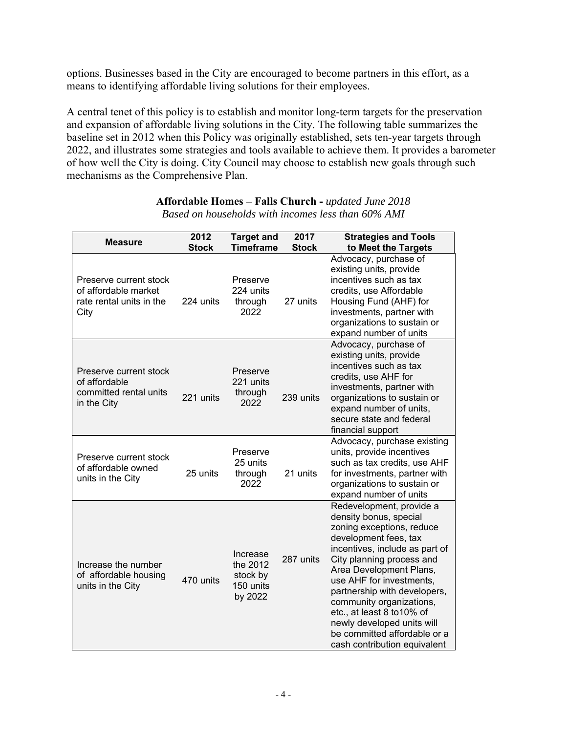options. Businesses based in the City are encouraged to become partners in this effort, as a means to identifying affordable living solutions for their employees.

A central tenet of this policy is to establish and monitor long-term targets for the preservation and expansion of affordable living solutions in the City. The following table summarizes the baseline set in 2012 when this Policy was originally established, sets ten-year targets through 2022, and illustrates some strategies and tools available to achieve them. It provides a barometer of how well the City is doing. City Council may choose to establish new goals through such mechanisms as the Comprehensive Plan.

**Affordable Homes – Falls Church -** *updated June 2018*
*Based on households with incomes less than 60% AMI*

| Measure | 2012 Stock | Target and Timeframe | 2017 Stock | Strategies and Tools to Meet the Targets |
|---|---|---|---|---|
| Preserve current stock of affordable market rate rental units in the City | 224 units | Preserve 224 units through 2022 | 27 units | Advocacy, purchase of existing units, provide incentives such as tax credits, use Affordable Housing Fund (AHF) for investments, partner with organizations to sustain or expand number of units |
| Preserve current stock of affordable committed rental units in the City | 221 units | Preserve 221 units through 2022 | 239 units | Advocacy, purchase of existing units, provide incentives such as tax credits, use AHF for investments, partner with organizations to sustain or expand number of units, secure state and federal financial support |
| Preserve current stock of affordable owned units in the City | 25 units | Preserve 25 units through 2022 | 21 units | Advocacy, purchase existing units, provide incentives such as tax credits, use AHF for investments, partner with organizations to sustain or expand number of units |
| Increase the number of affordable housing units in the City | 470 units | Increase the 2012 stock by 150 units by 2022 | 287 units | Redevelopment, provide a density bonus, special zoning exceptions, reduce development fees, tax incentives, include as part of City planning process and Area Development Plans, use AHF for investments, partnership with developers, community organizations, etc., at least 8 to10% of newly developed units will be committed affordable or a cash contribution equivalent |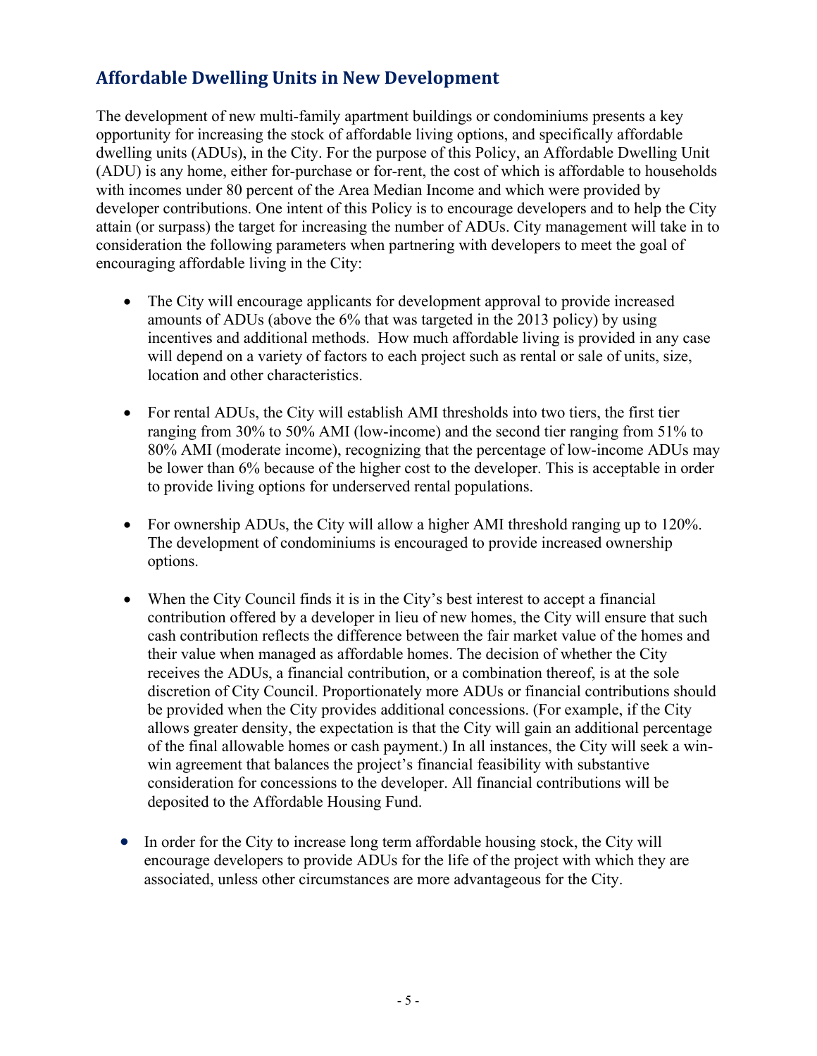## Affordable Dwelling Units in New Development

The development of new multi-family apartment buildings or condominiums presents a key opportunity for increasing the stock of affordable living options, and specifically affordable dwelling units (ADUs), in the City. For the purpose of this Policy, an Affordable Dwelling Unit (ADU) is any home, either for-purchase or for-rent, the cost of which is affordable to households with incomes under 80 percent of the Area Median Income and which were provided by developer contributions. One intent of this Policy is to encourage developers and to help the City attain (or surpass) the target for increasing the number of ADUs. City management will take in to consideration the following parameters when partnering with developers to meet the goal of encouraging affordable living in the City:

- The City will encourage applicants for development approval to provide increased amounts of ADUs (above the 6% that was targeted in the 2013 policy) by using incentives and additional methods. How much affordable living is provided in any case will depend on a variety of factors to each project such as rental or sale of units, size, location and other characteristics.

- For rental ADUs, the City will establish AMI thresholds into two tiers, the first tier ranging from 30% to 50% AMI (low-income) and the second tier ranging from 51% to 80% AMI (moderate income), recognizing that the percentage of low-income ADUs may be lower than 6% because of the higher cost to the developer. This is acceptable in order to provide living options for underserved rental populations.

- For ownership ADUs, the City will allow a higher AMI threshold ranging up to 120%. The development of condominiums is encouraged to provide increased ownership options.

- When the City Council finds it is in the City's best interest to accept a financial contribution offered by a developer in lieu of new homes, the City will ensure that such cash contribution reflects the difference between the fair market value of the homes and their value when managed as affordable homes. The decision of whether the City receives the ADUs, a financial contribution, or a combination thereof, is at the sole discretion of City Council. Proportionately more ADUs or financial contributions should be provided when the City provides additional concessions. (For example, if the City allows greater density, the expectation is that the City will gain an additional percentage of the final allowable homes or cash payment.) In all instances, the City will seek a win-win agreement that balances the project's financial feasibility with substantive consideration for concessions to the developer. All financial contributions will be deposited to the Affordable Housing Fund.

- In order for the City to increase long term affordable housing stock, the City will encourage developers to provide ADUs for the life of the project with which they are associated, unless other circumstances are more advantageous for the City.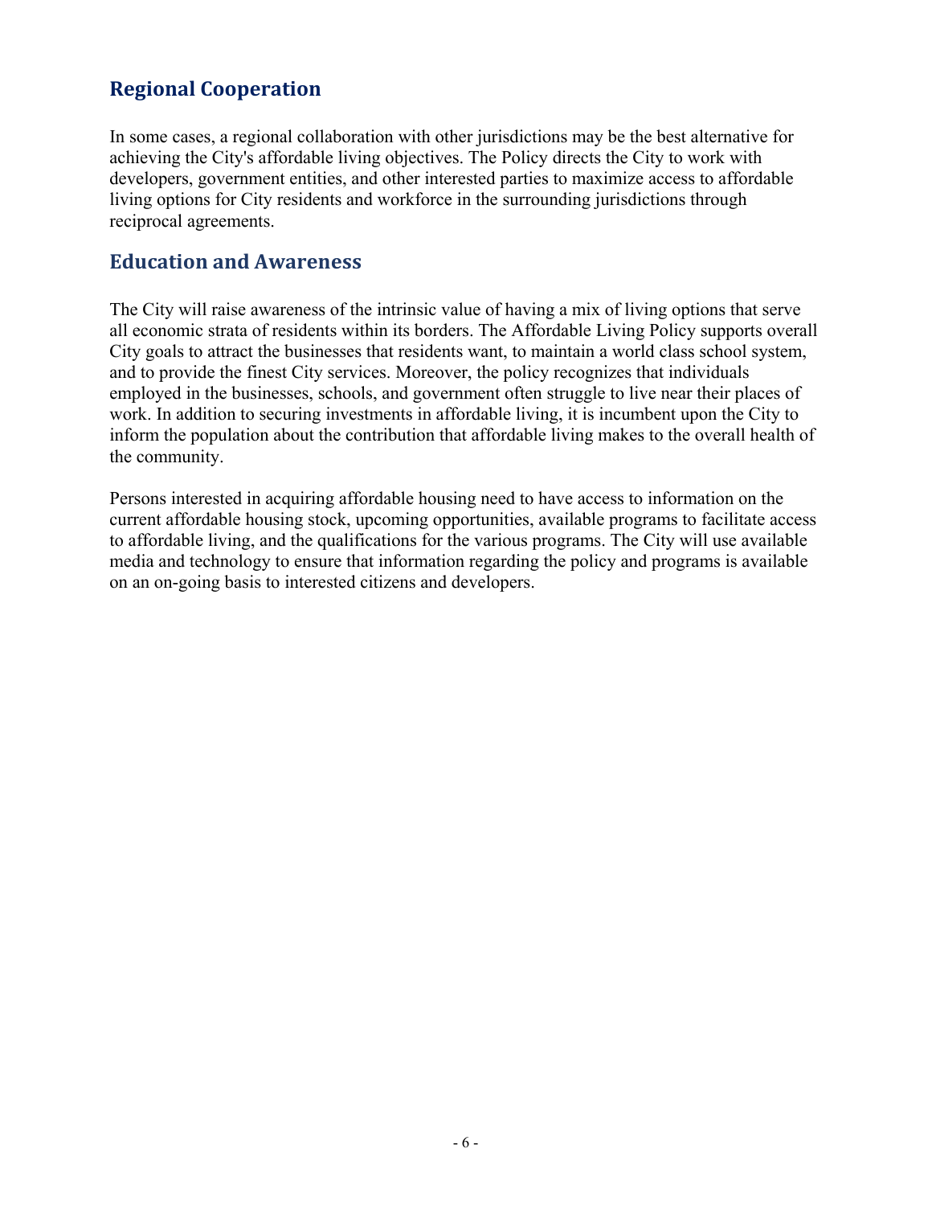## Regional Cooperation

In some cases, a regional collaboration with other jurisdictions may be the best alternative for achieving the City's affordable living objectives. The Policy directs the City to work with developers, government entities, and other interested parties to maximize access to affordable living options for City residents and workforce in the surrounding jurisdictions through reciprocal agreements.

## Education and Awareness

The City will raise awareness of the intrinsic value of having a mix of living options that serve all economic strata of residents within its borders. The Affordable Living Policy supports overall City goals to attract the businesses that residents want, to maintain a world class school system, and to provide the finest City services. Moreover, the policy recognizes that individuals employed in the businesses, schools, and government often struggle to live near their places of work. In addition to securing investments in affordable living, it is incumbent upon the City to inform the population about the contribution that affordable living makes to the overall health of the community.

Persons interested in acquiring affordable housing need to have access to information on the current affordable housing stock, upcoming opportunities, available programs to facilitate access to affordable living, and the qualifications for the various programs. The City will use available media and technology to ensure that information regarding the policy and programs is available on an on-going basis to interested citizens and developers.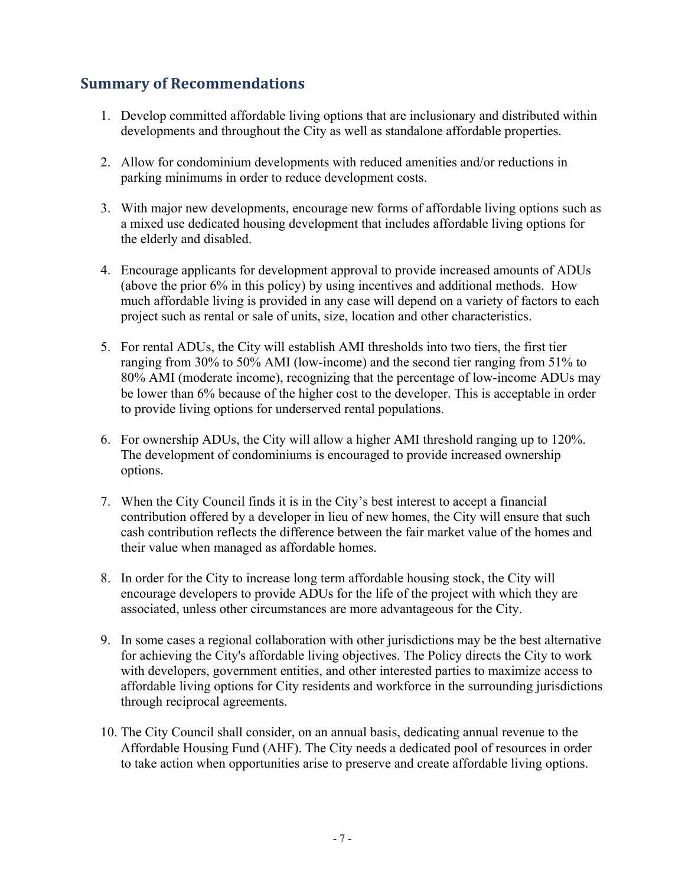## Summary of Recommendations

1. Develop committed affordable living options that are inclusionary and distributed within developments and throughout the City as well as standalone affordable properties.

2. Allow for condominium developments with reduced amenities and/or reductions in parking minimums in order to reduce development costs.

3. With major new developments, encourage new forms of affordable living options such as a mixed use dedicated housing development that includes affordable living options for the elderly and disabled.

4. Encourage applicants for development approval to provide increased amounts of ADUs (above the prior 6% in this policy) by using incentives and additional methods. How much affordable living is provided in any case will depend on a variety of factors to each project such as rental or sale of units, size, location and other characteristics.

5. For rental ADUs, the City will establish AMI thresholds into two tiers, the first tier ranging from 30% to 50% AMI (low-income) and the second tier ranging from 51% to 80% AMI (moderate income), recognizing that the percentage of low-income ADUs may be lower than 6% because of the higher cost to the developer. This is acceptable in order to provide living options for underserved rental populations.

6. For ownership ADUs, the City will allow a higher AMI threshold ranging up to 120%. The development of condominiums is encouraged to provide increased ownership options.

7. When the City Council finds it is in the City's best interest to accept a financial contribution offered by a developer in lieu of new homes, the City will ensure that such cash contribution reflects the difference between the fair market value of the homes and their value when managed as affordable homes.

8. In order for the City to increase long term affordable housing stock, the City will encourage developers to provide ADUs for the life of the project with which they are associated, unless other circumstances are more advantageous for the City.

9. In some cases a regional collaboration with other jurisdictions may be the best alternative for achieving the City's affordable living objectives. The Policy directs the City to work with developers, government entities, and other interested parties to maximize access to affordable living options for City residents and workforce in the surrounding jurisdictions through reciprocal agreements.

10. The City Council shall consider, on an annual basis, dedicating annual revenue to the Affordable Housing Fund (AHF). The City needs a dedicated pool of resources in order to take action when opportunities arise to preserve and create affordable living options.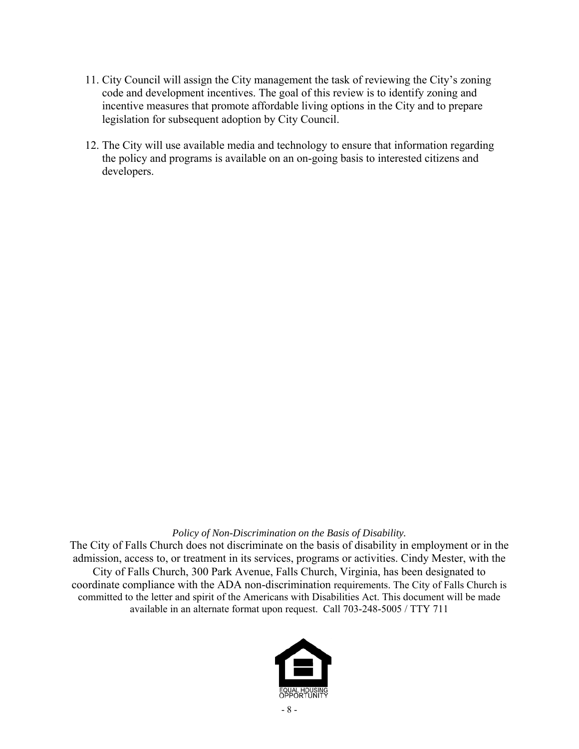11. City Council will assign the City management the task of reviewing the City's zoning code and development incentives. The goal of this review is to identify zoning and incentive measures that promote affordable living options in the City and to prepare legislation for subsequent adoption by City Council.

12. The City will use available media and technology to ensure that information regarding the policy and programs is available on an on-going basis to interested citizens and developers.

*Policy of Non-Discrimination on the Basis of Disability.*

The City of Falls Church does not discriminate on the basis of disability in employment or in the admission, access to, or treatment in its services, programs or activities. Cindy Mester, with the City of Falls Church, 300 Park Avenue, Falls Church, Virginia, has been designated to coordinate compliance with the ADA non-discrimination requirements. The City of Falls Church is committed to the letter and spirit of the Americans with Disabilities Act. This document will be made available in an alternate format upon request. Call 703-248-5005 / TTY 711

EQUAL HOUSING OPPORTUNITY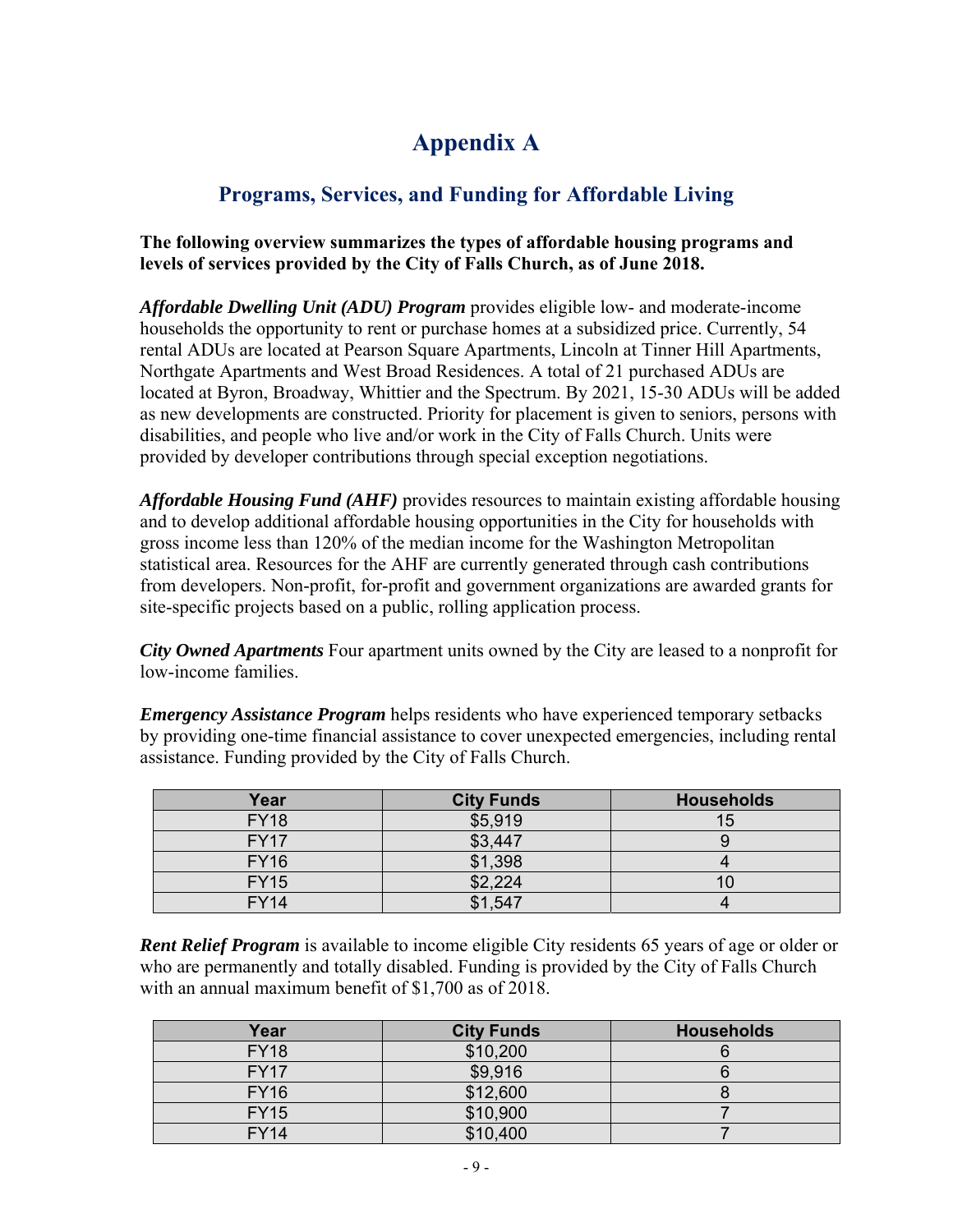# Appendix A

## Programs, Services, and Funding for Affordable Living

**The following overview summarizes the types of affordable housing programs and levels of services provided by the City of Falls Church, as of June 2018.**

***Affordable Dwelling Unit (ADU) Program*** provides eligible low- and moderate-income households the opportunity to rent or purchase homes at a subsidized price. Currently, 54 rental ADUs are located at Pearson Square Apartments, Lincoln at Tinner Hill Apartments, Northgate Apartments and West Broad Residences. A total of 21 purchased ADUs are located at Byron, Broadway, Whittier and the Spectrum. By 2021, 15-30 ADUs will be added as new developments are constructed. Priority for placement is given to seniors, persons with disabilities, and people who live and/or work in the City of Falls Church. Units were provided by developer contributions through special exception negotiations.

***Affordable Housing Fund (AHF)*** provides resources to maintain existing affordable housing and to develop additional affordable housing opportunities in the City for households with gross income less than 120% of the median income for the Washington Metropolitan statistical area. Resources for the AHF are currently generated through cash contributions from developers. Non-profit, for-profit and government organizations are awarded grants for site-specific projects based on a public, rolling application process.

***City Owned Apartments*** Four apartment units owned by the City are leased to a nonprofit for low-income families.

***Emergency Assistance Program*** helps residents who have experienced temporary setbacks by providing one-time financial assistance to cover unexpected emergencies, including rental assistance. Funding provided by the City of Falls Church.

| Year | City Funds | Households |
|---|---|---|
| FY18 | $5,919 | 15 |
| FY17 | $3,447 | 9 |
| FY16 | $1,398 | 4 |
| FY15 | $2,224 | 10 |
| FY14 | $1,547 | 4 |

***Rent Relief Program*** is available to income eligible City residents 65 years of age or older or who are permanently and totally disabled. Funding is provided by the City of Falls Church with an annual maximum benefit of $1,700 as of 2018.

| Year | City Funds | Households |
|---|---|---|
| FY18 | $10,200 | 6 |
| FY17 | $9,916 | 6 |
| FY16 | $12,600 | 8 |
| FY15 | $10,900 | 7 |
| FY14 | $10,400 | 7 |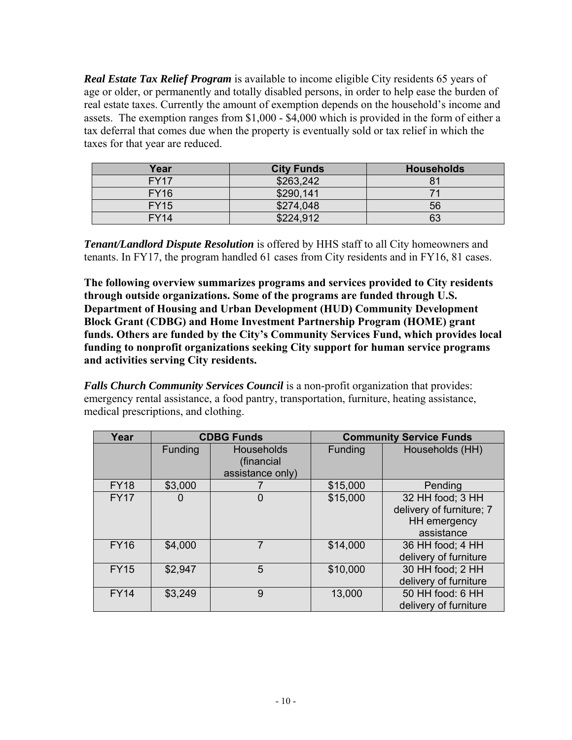***Real Estate Tax Relief Program*** is available to income eligible City residents 65 years of age or older, or permanently and totally disabled persons, in order to help ease the burden of real estate taxes. Currently the amount of exemption depends on the household's income and assets. The exemption ranges from $1,000 - $4,000 which is provided in the form of either a tax deferral that comes due when the property is eventually sold or tax relief in which the taxes for that year are reduced.

| Year | City Funds | Households |
|---|---|---|
| FY17 | $263,242 | 81 |
| FY16 | $290,141 | 71 |
| FY15 | $274,048 | 56 |
| FY14 | $224,912 | 63 |

***Tenant/Landlord Dispute Resolution*** is offered by HHS staff to all City homeowners and tenants. In FY17, the program handled 61 cases from City residents and in FY16, 81 cases.

**The following overview summarizes programs and services provided to City residents through outside organizations. Some of the programs are funded through U.S. Department of Housing and Urban Development (HUD) Community Development Block Grant (CDBG) and Home Investment Partnership Program (HOME) grant funds. Others are funded by the City's Community Services Fund, which provides local funding to nonprofit organizations seeking City support for human service programs and activities serving City residents.**

***Falls Church Community Services Council*** is a non-profit organization that provides: emergency rental assistance, a food pantry, transportation, furniture, heating assistance, medical prescriptions, and clothing.

| Year | CDBG Funds | | Community Service Funds | |
|---|---|---|---|---|
| | Funding | Households (financial assistance only) | Funding | Households (HH) |
| FY18 | $3,000 | 7 | $15,000 | Pending |
| FY17 | 0 | 0 | $15,000 | 32 HH food; 3 HH delivery of furniture; 7 HH emergency assistance |
| FY16 | $4,000 | 7 | $14,000 | 36 HH food; 4 HH delivery of furniture |
| FY15 | $2,947 | 5 | $10,000 | 30 HH food; 2 HH delivery of furniture |
| FY14 | $3,249 | 9 | 13,000 | 50 HH food: 6 HH delivery of furniture |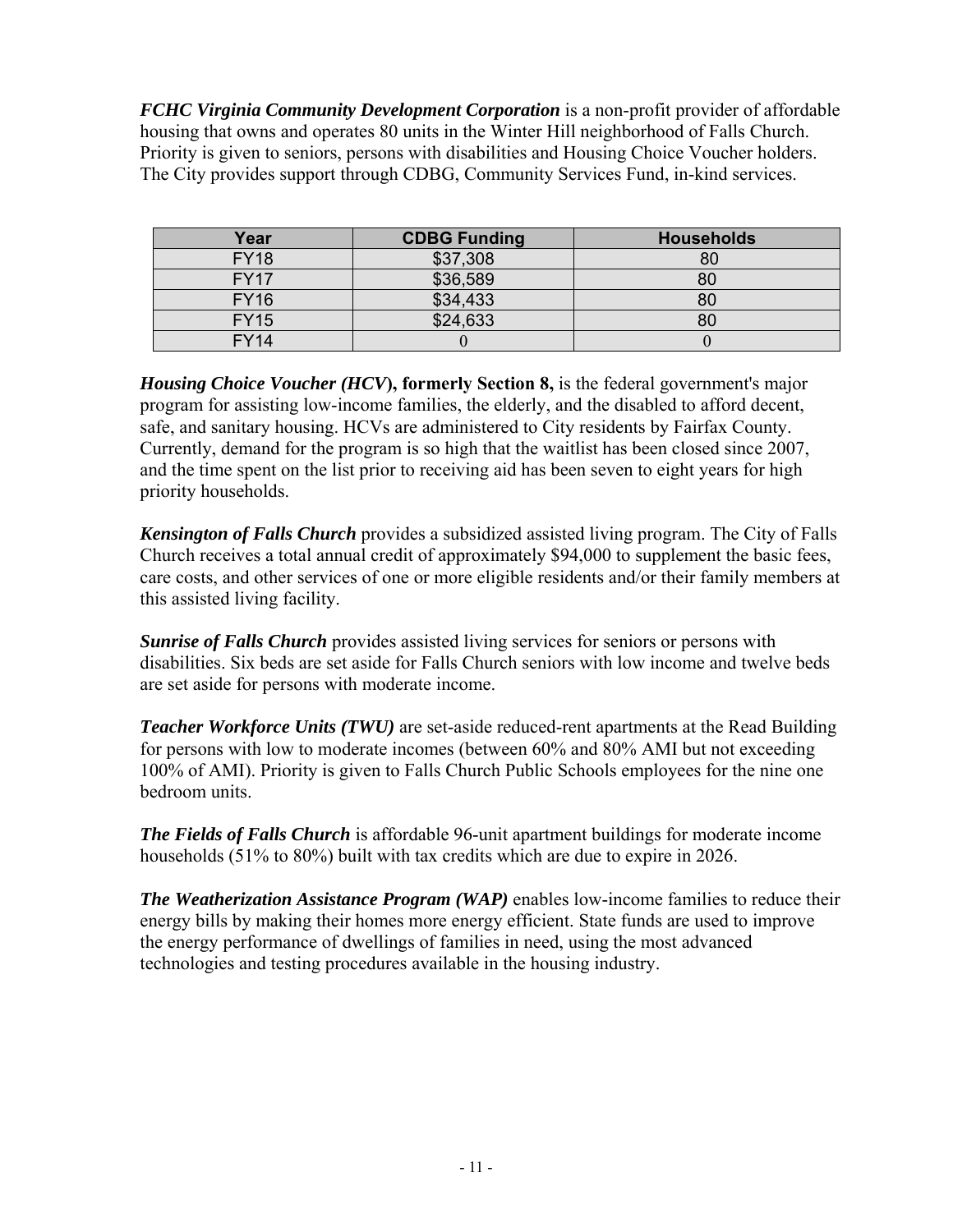***FCHC Virginia Community Development Corporation*** is a non-profit provider of affordable housing that owns and operates 80 units in the Winter Hill neighborhood of Falls Church. Priority is given to seniors, persons with disabilities and Housing Choice Voucher holders. The City provides support through CDBG, Community Services Fund, in-kind services.

| Year | CDBG Funding | Households |
|---|---|---|
| FY18 | $37,308 | 80 |
| FY17 | $36,589 | 80 |
| FY16 | $34,433 | 80 |
| FY15 | $24,633 | 80 |
| FY14 | 0 | 0 |

***Housing Choice Voucher (HCV*), formerly Section 8,** is the federal government's major program for assisting low-income families, the elderly, and the disabled to afford decent, safe, and sanitary housing. HCVs are administered to City residents by Fairfax County. Currently, demand for the program is so high that the waitlist has been closed since 2007, and the time spent on the list prior to receiving aid has been seven to eight years for high priority households.

***Kensington of Falls Church*** provides a subsidized assisted living program. The City of Falls Church receives a total annual credit of approximately $94,000 to supplement the basic fees, care costs, and other services of one or more eligible residents and/or their family members at this assisted living facility.

***Sunrise of Falls Church*** provides assisted living services for seniors or persons with disabilities. Six beds are set aside for Falls Church seniors with low income and twelve beds are set aside for persons with moderate income.

***Teacher Workforce Units (TWU)*** are set-aside reduced-rent apartments at the Read Building for persons with low to moderate incomes (between 60% and 80% AMI but not exceeding 100% of AMI). Priority is given to Falls Church Public Schools employees for the nine one bedroom units.

***The Fields of Falls Church*** is affordable 96-unit apartment buildings for moderate income households (51% to 80%) built with tax credits which are due to expire in 2026.

***The Weatherization Assistance Program (WAP)*** enables low-income families to reduce their energy bills by making their homes more energy efficient. State funds are used to improve the energy performance of dwellings of families in need, using the most advanced technologies and testing procedures available in the housing industry.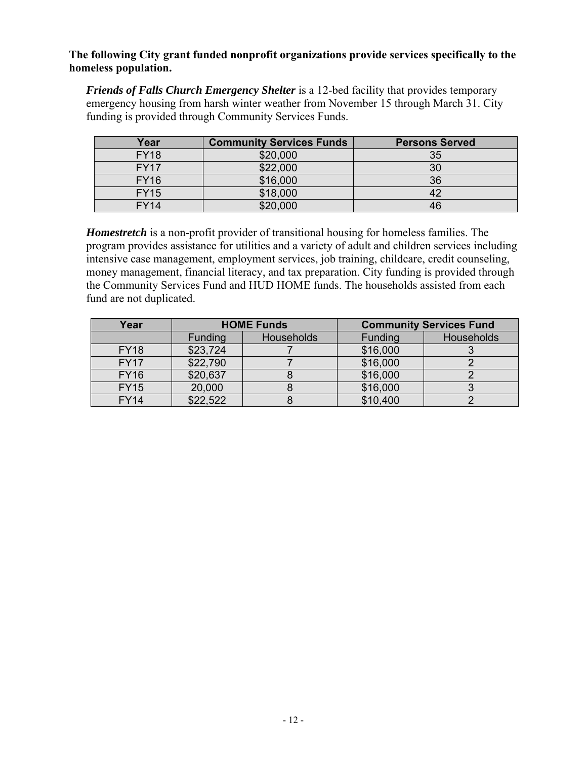**The following City grant funded nonprofit organizations provide services specifically to the homeless population.**

***Friends of Falls Church Emergency Shelter*** is a 12-bed facility that provides temporary emergency housing from harsh winter weather from November 15 through March 31. City funding is provided through Community Services Funds.

| Year | Community Services Funds | Persons Served |
|---|---|---|
| FY18 | $20,000 | 35 |
| FY17 | $22,000 | 30 |
| FY16 | $16,000 | 36 |
| FY15 | $18,000 | 42 |
| FY14 | $20,000 | 46 |

***Homestretch*** is a non-profit provider of transitional housing for homeless families. The program provides assistance for utilities and a variety of adult and children services including intensive case management, employment services, job training, childcare, credit counseling, money management, financial literacy, and tax preparation. City funding is provided through the Community Services Fund and HUD HOME funds. The households assisted from each fund are not duplicated.

| Year | HOME Funds | | Community Services Fund | |
|---|---|---|---|---|
| | Funding | Households | Funding | Households |
| FY18 | $23,724 | 7 | $16,000 | 3 |
| FY17 | $22,790 | 7 | $16,000 | 2 |
| FY16 | $20,637 | 8 | $16,000 | 2 |
| FY15 | 20,000 | 8 | $16,000 | 3 |
| FY14 | $22,522 | 8 | $10,400 | 2 |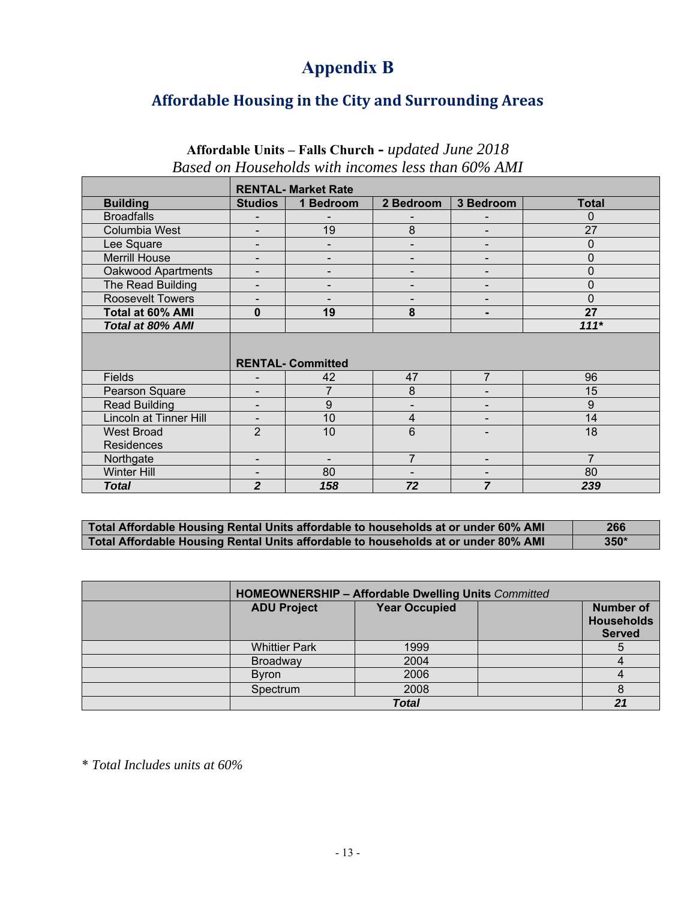# Appendix B

## Affordable Housing in the City and Surrounding Areas

**Affordable Units – Falls Church -** *updated June 2018*

*Based on Households with incomes less than 60% AMI*

| | RENTAL- Market Rate | | | | |
|---|---|---|---|---|---|
| **Building** | **Studios** | **1 Bedroom** | **2 Bedroom** | **3 Bedroom** | **Total** |
| Broadfalls | - | - | - | - | 0 |
| Columbia West | - | 19 | 8 | - | 27 |
| Lee Square | - | - | - | - | 0 |
| Merrill House | - | - | - | - | 0 |
| Oakwood Apartments | - | - | - | - | 0 |
| The Read Building | - | - | - | - | 0 |
| Roosevelt Towers | - | - | - | - | 0 |
| **Total at 60% AMI** | **0** | **19** | **8** | **-** | **27** |
| ***Total at 80% AMI*** | | | | | ***111**** |
| | **RENTAL- Committed** | | | | |
| Fields | - | 42 | 47 | 7 | 96 |
| Pearson Square | - | 7 | 8 | - | 15 |
| Read Building | - | 9 | - | - | 9 |
| Lincoln at Tinner Hill | - | 10 | 4 | - | 14 |
| West Broad Residences | 2 | 10 | 6 | - | 18 |
| Northgate | - | - | 7 | - | 7 |
| Winter Hill | - | 80 | - | - | 80 |
| ***Total*** | ***2*** | ***158*** | ***72*** | ***7*** | ***239*** |

| | |
|---|---|
| **Total Affordable Housing Rental Units affordable to households at or under 60% AMI** | **266** |
| **Total Affordable Housing Rental Units affordable to households at or under 80% AMI** | **350*** |

| | **HOMEOWNERSHIP – Affordable Dwelling Units** *Committed* | | | |
|---|---|---|---|---|
| | **ADU Project** | **Year Occupied** | | **Number of Households Served** |
| | Whittier Park | 1999 | | 5 |
| | Broadway | 2004 | | 4 |
| | Byron | 2006 | | 4 |
| | Spectrum | 2008 | | 8 |
| | | ***Total*** | | ***21*** |

\* *Total Includes units at 60%*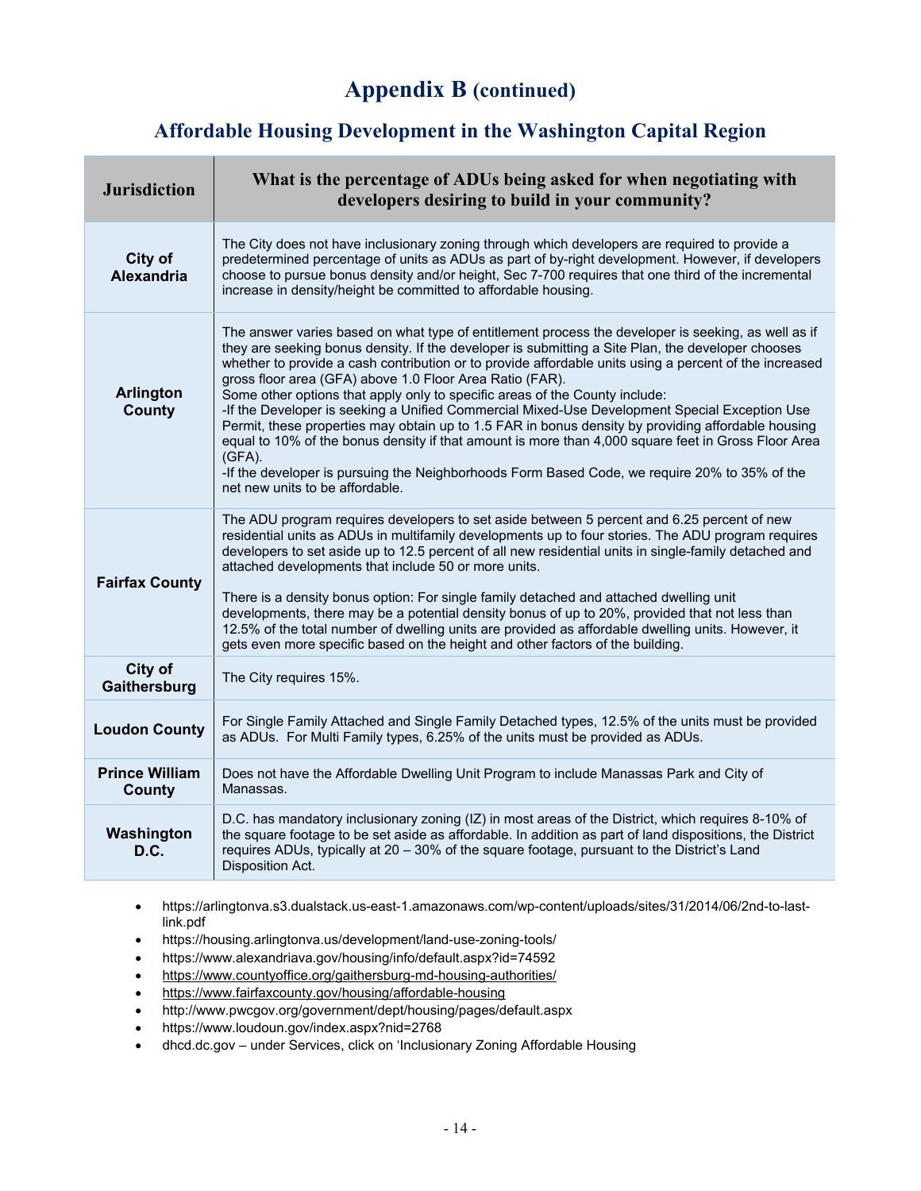# Appendix B (continued)

## Affordable Housing Development in the Washington Capital Region

| Jurisdiction | What is the percentage of ADUs being asked for when negotiating with developers desiring to build in your community? |
|---|---|
| **City of Alexandria** | The City does not have inclusionary zoning through which developers are required to provide a predetermined percentage of units as ADUs as part of by-right development. However, if developers choose to pursue bonus density and/or height, Sec 7-700 requires that one third of the incremental increase in density/height be committed to affordable housing. |
| **Arlington County** | The answer varies based on what type of entitlement process the developer is seeking, as well as if they are seeking bonus density. If the developer is submitting a Site Plan, the developer chooses whether to provide a cash contribution or to provide affordable units using a percent of the increased gross floor area (GFA) above 1.0 Floor Area Ratio (FAR).<br>Some other options that apply only to specific areas of the County include:<br>-If the Developer is seeking a Unified Commercial Mixed-Use Development Special Exception Use Permit, these properties may obtain up to 1.5 FAR in bonus density by providing affordable housing equal to 10% of the bonus density if that amount is more than 4,000 square feet in Gross Floor Area (GFA).<br>-If the developer is pursuing the Neighborhoods Form Based Code, we require 20% to 35% of the net new units to be affordable. |
| **Fairfax County** | The ADU program requires developers to set aside between 5 percent and 6.25 percent of new residential units as ADUs in multifamily developments up to four stories. The ADU program requires developers to set aside up to 12.5 percent of all new residential units in single-family detached and attached developments that include 50 or more units.<br><br>There is a density bonus option: For single family detached and attached dwelling unit developments, there may be a potential density bonus of up to 20%, provided that not less than 12.5% of the total number of dwelling units are provided as affordable dwelling units. However, it gets even more specific based on the height and other factors of the building. |
| **City of Gaithersburg** | The City requires 15%. |
| **Loudon County** | For Single Family Attached and Single Family Detached types, 12.5% of the units must be provided as ADUs. For Multi Family types, 6.25% of the units must be provided as ADUs. |
| **Prince William County** | Does not have the Affordable Dwelling Unit Program to include Manassas Park and City of Manassas. |
| **Washington D.C.** | D.C. has mandatory inclusionary zoning (IZ) in most areas of the District, which requires 8-10% of the square footage to be set aside as affordable. In addition as part of land dispositions, the District requires ADUs, typically at 20 – 30% of the square footage, pursuant to the District's Land Disposition Act. |

- https://arlingtonva.s3.dualstack.us-east-1.amazonaws.com/wp-content/uploads/sites/31/2014/06/2nd-to-last-link.pdf
- https://housing.arlingtonva.us/development/land-use-zoning-tools/
- https://www.alexandriava.gov/housing/info/default.aspx?id=74592
- https://www.countyoffice.org/gaithersburg-md-housing-authorities/
- https://www.fairfaxcounty.gov/housing/affordable-housing
- http://www.pwcgov.org/government/dept/housing/pages/default.aspx
- https://www.loudoun.gov/index.aspx?nid=2768
- dhcd.dc.gov – under Services, click on 'Inclusionary Zoning Affordable Housing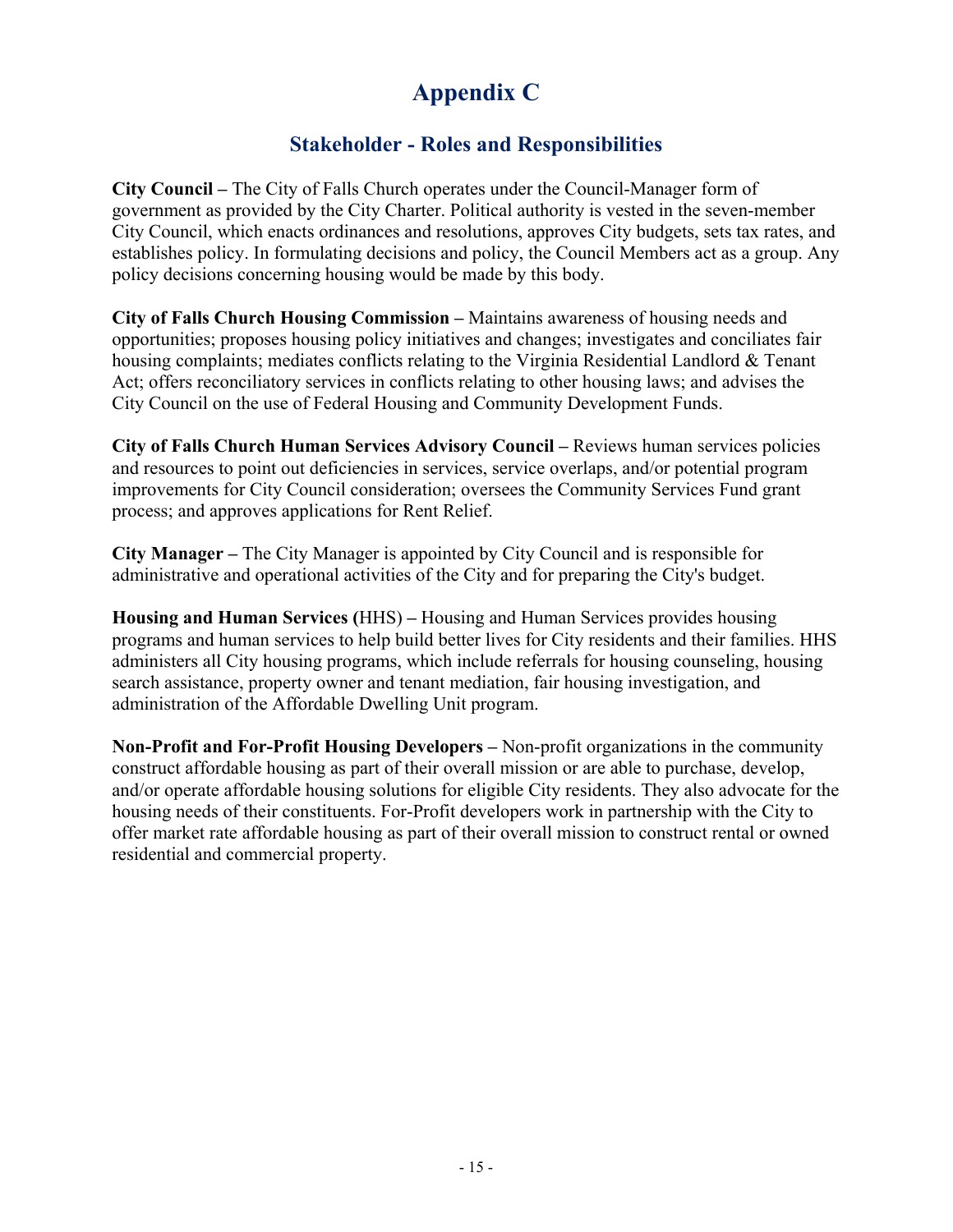# Appendix C

## Stakeholder - Roles and Responsibilities

**City Council –** The City of Falls Church operates under the Council-Manager form of government as provided by the City Charter. Political authority is vested in the seven-member City Council, which enacts ordinances and resolutions, approves City budgets, sets tax rates, and establishes policy. In formulating decisions and policy, the Council Members act as a group. Any policy decisions concerning housing would be made by this body.

**City of Falls Church Housing Commission –** Maintains awareness of housing needs and opportunities; proposes housing policy initiatives and changes; investigates and conciliates fair housing complaints; mediates conflicts relating to the Virginia Residential Landlord & Tenant Act; offers reconciliatory services in conflicts relating to other housing laws; and advises the City Council on the use of Federal Housing and Community Development Funds.

**City of Falls Church Human Services Advisory Council –** Reviews human services policies and resources to point out deficiencies in services, service overlaps, and/or potential program improvements for City Council consideration; oversees the Community Services Fund grant process; and approves applications for Rent Relief.

**City Manager –** The City Manager is appointed by City Council and is responsible for administrative and operational activities of the City and for preparing the City's budget.

**Housing and Human Services (**HHS) **–** Housing and Human Services provides housing programs and human services to help build better lives for City residents and their families. HHS administers all City housing programs, which include referrals for housing counseling, housing search assistance, property owner and tenant mediation, fair housing investigation, and administration of the Affordable Dwelling Unit program.

**Non-Profit and For-Profit Housing Developers –** Non-profit organizations in the community construct affordable housing as part of their overall mission or are able to purchase, develop, and/or operate affordable housing solutions for eligible City residents. They also advocate for the housing needs of their constituents. For-Profit developers work in partnership with the City to offer market rate affordable housing as part of their overall mission to construct rental or owned residential and commercial property.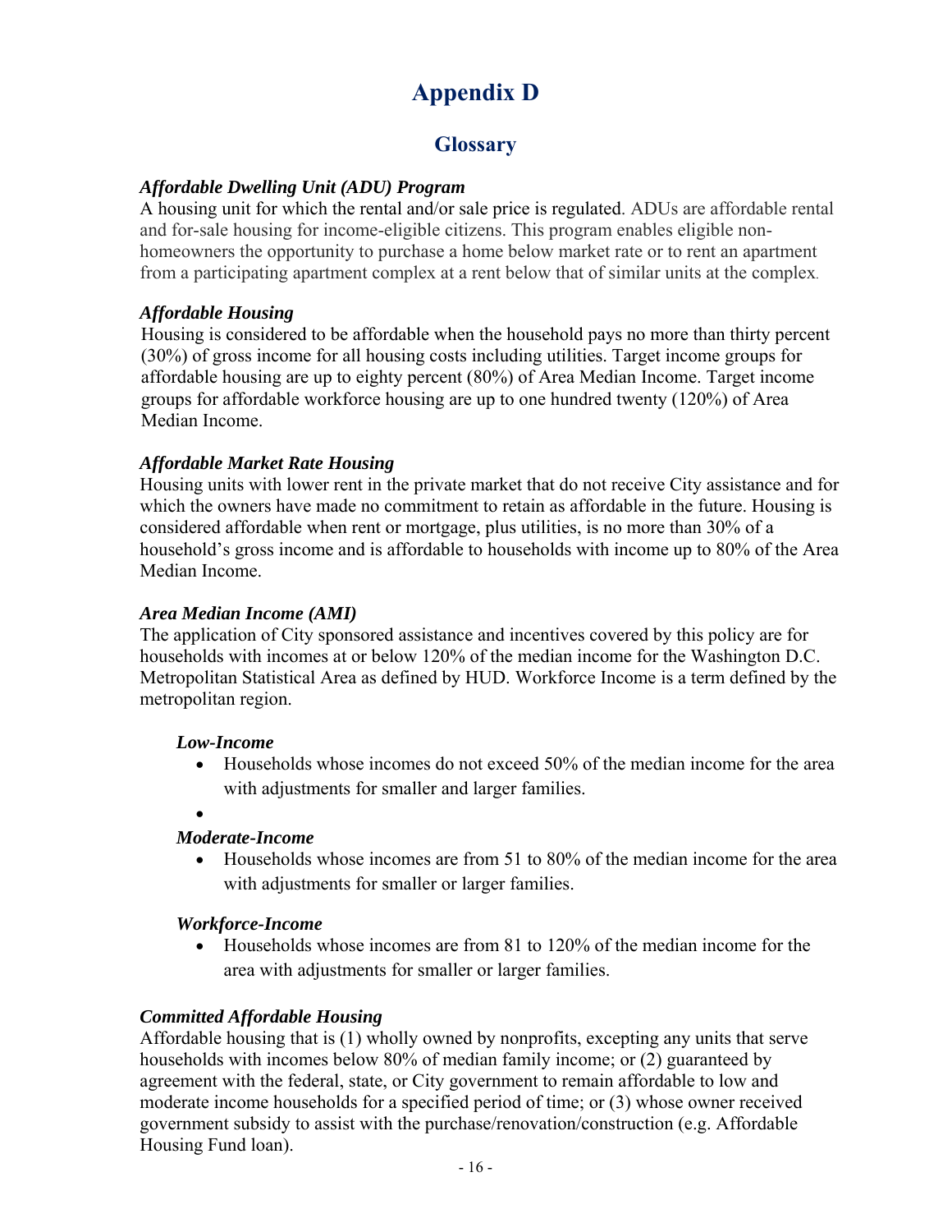# Appendix D

## Glossary

***Affordable Dwelling Unit (ADU) Program***

A housing unit for which the rental and/or sale price is regulated. ADUs are affordable rental and for-sale housing for income-eligible citizens. This program enables eligible non-homeowners the opportunity to purchase a home below market rate or to rent an apartment from a participating apartment complex at a rent below that of similar units at the complex.

***Affordable Housing***

Housing is considered to be affordable when the household pays no more than thirty percent (30%) of gross income for all housing costs including utilities. Target income groups for affordable housing are up to eighty percent (80%) of Area Median Income. Target income groups for affordable workforce housing are up to one hundred twenty (120%) of Area Median Income.

***Affordable Market Rate Housing***

Housing units with lower rent in the private market that do not receive City assistance and for which the owners have made no commitment to retain as affordable in the future. Housing is considered affordable when rent or mortgage, plus utilities, is no more than 30% of a household's gross income and is affordable to households with income up to 80% of the Area Median Income.

***Area Median Income (AMI)***

The application of City sponsored assistance and incentives covered by this policy are for households with incomes at or below 120% of the median income for the Washington D.C. Metropolitan Statistical Area as defined by HUD. Workforce Income is a term defined by the metropolitan region.

***Low-Income***

- Households whose incomes do not exceed 50% of the median income for the area with adjustments for smaller and larger families.

***Moderate-Income***

- Households whose incomes are from 51 to 80% of the median income for the area with adjustments for smaller or larger families.

***Workforce-Income***

- Households whose incomes are from 81 to 120% of the median income for the area with adjustments for smaller or larger families.

***Committed Affordable Housing***

Affordable housing that is (1) wholly owned by nonprofits, excepting any units that serve households with incomes below 80% of median family income; or (2) guaranteed by agreement with the federal, state, or City government to remain affordable to low and moderate income households for a specified period of time; or (3) whose owner received government subsidy to assist with the purchase/renovation/construction (e.g. Affordable Housing Fund loan).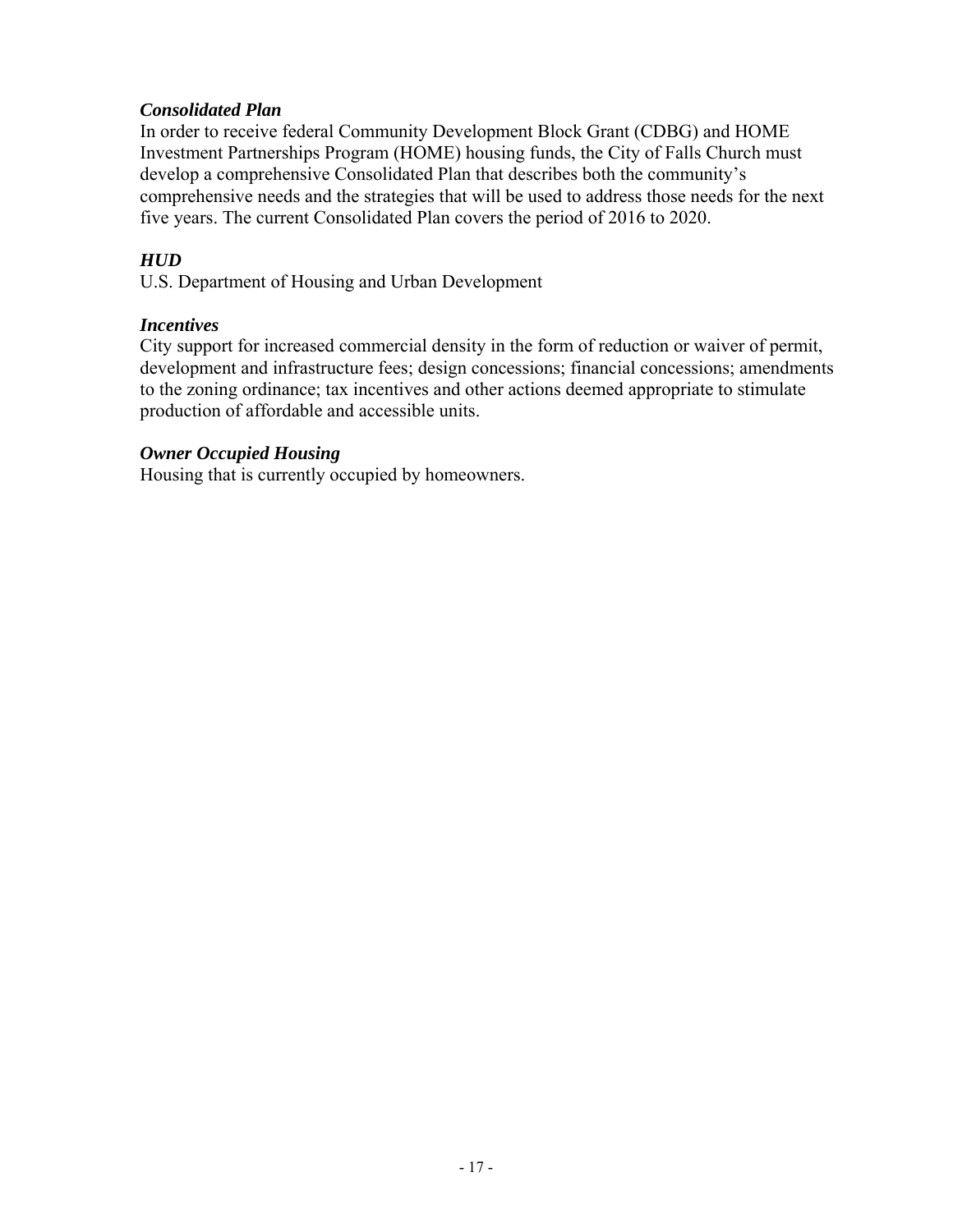***Consolidated Plan***

In order to receive federal Community Development Block Grant (CDBG) and HOME Investment Partnerships Program (HOME) housing funds, the City of Falls Church must develop a comprehensive Consolidated Plan that describes both the community's comprehensive needs and the strategies that will be used to address those needs for the next five years. The current Consolidated Plan covers the period of 2016 to 2020.

***HUD***

U.S. Department of Housing and Urban Development

***Incentives***

City support for increased commercial density in the form of reduction or waiver of permit, development and infrastructure fees; design concessions; financial concessions; amendments to the zoning ordinance; tax incentives and other actions deemed appropriate to stimulate production of affordable and accessible units.

***Owner Occupied Housing***

Housing that is currently occupied by homeowners.